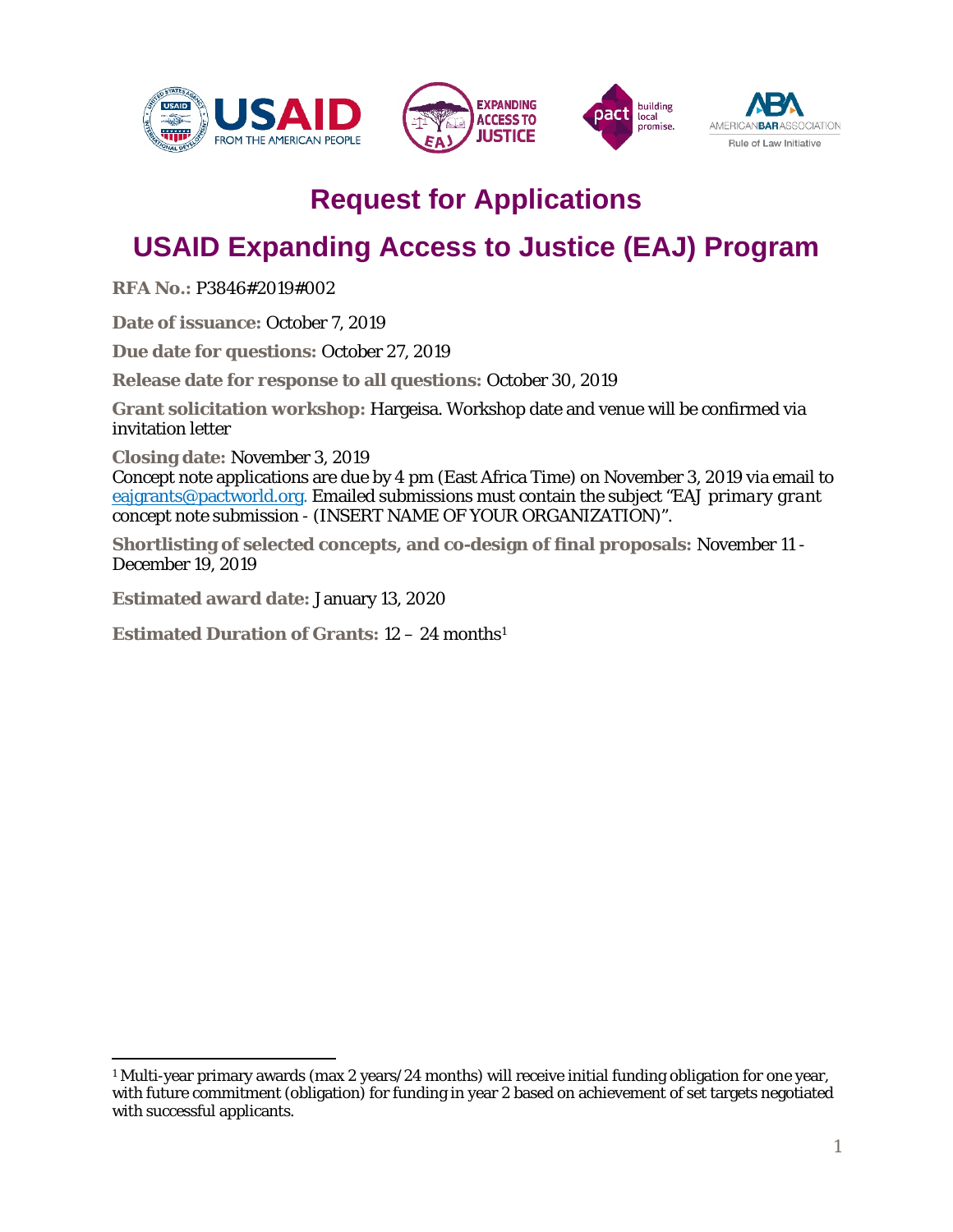# Request for Applications

# USAID Expanding Access to Justice (EAJ) Program

**RFA No.:** P3846#2019#002

**Date of issuance:** October 7, 2019

**Due date for questions:** October 27, 2019

**Release date for response to all questions:** October 30, 2019

**Grant solicitation workshop:** Hargeisa. Workshop date and venue will be confirmed via invitation letter

**Closing date:** November 3, 2019
Concept note applications are due by 4 pm (East Africa Time) on November 3, 2019 via email to eajgrants@pactworld.org. Emailed submissions must contain the subject "EAJ *primary grant* concept note submission - (INSERT NAME OF YOUR ORGANIZATION)".

**Shortlisting of selected concepts, and co-design of final proposals:** November 11 - December 19, 2019

**Estimated award date:** January 13, 2020

**Estimated Duration of Grants:** 12 – 24 months[1]

[1] Multi-year primary awards (max 2 years/24 months) will receive initial funding obligation for one year, with future commitment (obligation) for funding in year 2 based on achievement of set targets negotiated with successful applicants.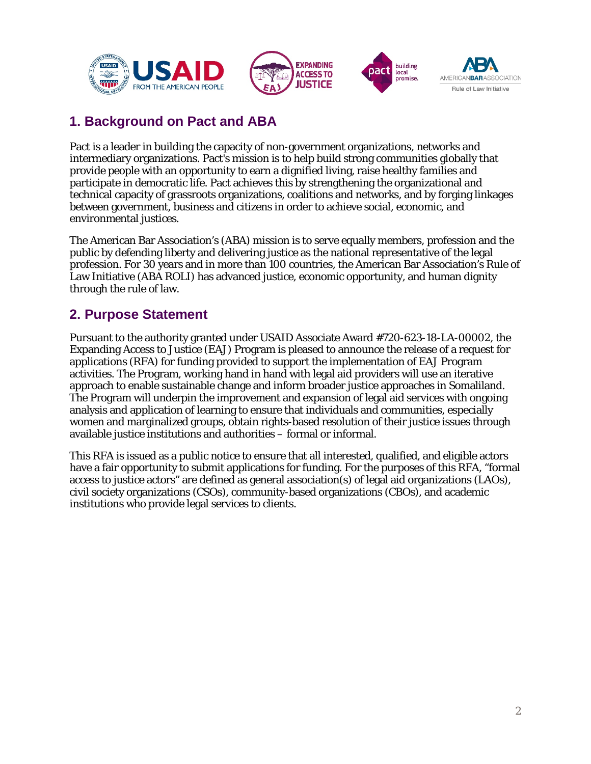## 1. Background on Pact and ABA

Pact is a leader in building the capacity of non-government organizations, networks and intermediary organizations. Pact's mission is to help build strong communities globally that provide people with an opportunity to earn a dignified living, raise healthy families and participate in democratic life. Pact achieves this by strengthening the organizational and technical capacity of grassroots organizations, coalitions and networks, and by forging linkages between government, business and citizens in order to achieve social, economic, and environmental justices.

The American Bar Association's (ABA) mission is to serve equally members, profession and the public by defending liberty and delivering justice as the national representative of the legal profession. For 30 years and in more than 100 countries, the American Bar Association's Rule of Law Initiative (ABA ROLI) has advanced justice, economic opportunity, and human dignity through the rule of law.

## 2. Purpose Statement

Pursuant to the authority granted under USAID Associate Award #720-623-18-LA-00002, the Expanding Access to Justice (EAJ) Program is pleased to announce the release of a request for applications (RFA) for funding provided to support the implementation of EAJ Program activities. The Program, working hand in hand with legal aid providers will use an iterative approach to enable sustainable change and inform broader justice approaches in Somaliland. The Program will underpin the improvement and expansion of legal aid services with ongoing analysis and application of learning to ensure that individuals and communities, especially women and marginalized groups, obtain rights-based resolution of their justice issues through available justice institutions and authorities – formal or informal.

This RFA is issued as a public notice to ensure that all interested, qualified, and eligible actors have a fair opportunity to submit applications for funding. For the purposes of this RFA, "formal access to justice actors" are defined as general association(s) of legal aid organizations (LAOs), civil society organizations (CSOs), community-based organizations (CBOs), and academic institutions who provide legal services to clients.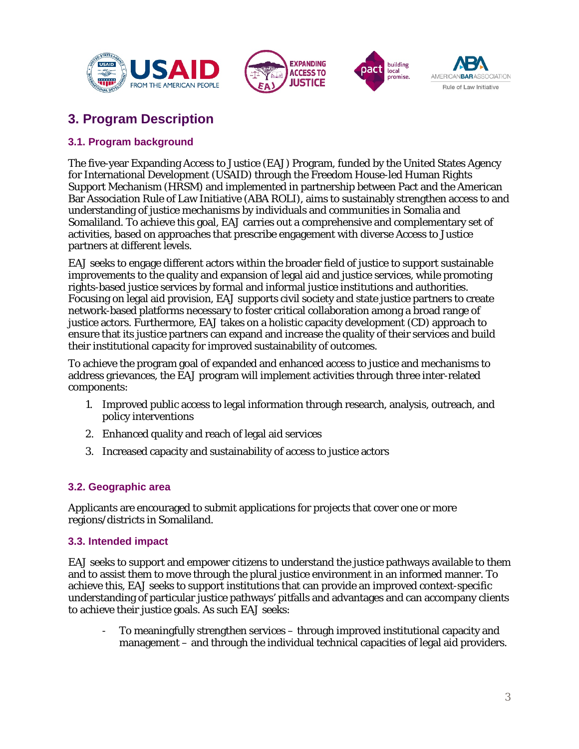## 3. Program Description

### 3.1. Program background

The five-year Expanding Access to Justice (EAJ) Program, funded by the United States Agency for International Development (USAID) through the Freedom House-led Human Rights Support Mechanism (HRSM) and implemented in partnership between Pact and the American Bar Association Rule of Law Initiative (ABA ROLI), aims to sustainably strengthen access to and understanding of justice mechanisms by individuals and communities in Somalia and Somaliland. To achieve this goal, EAJ carries out a comprehensive and complementary set of activities, based on approaches that prescribe engagement with diverse Access to Justice partners at different levels.

EAJ seeks to engage different actors within the broader field of justice to support sustainable improvements to the quality and expansion of legal aid and justice services, while promoting rights-based justice services by formal and informal justice institutions and authorities. Focusing on legal aid provision, EAJ supports civil society and state justice partners to create network-based platforms necessary to foster critical collaboration among a broad range of justice actors. Furthermore, EAJ takes on a holistic capacity development (CD) approach to ensure that its justice partners can expand and increase the quality of their services and build their institutional capacity for improved sustainability of outcomes.

To achieve the program goal of expanded and enhanced access to justice and mechanisms to address grievances, the EAJ program will implement activities through three inter-related components:

1. Improved public access to legal information through research, analysis, outreach, and policy interventions
2. Enhanced quality and reach of legal aid services
3. Increased capacity and sustainability of access to justice actors

### 3.2. Geographic area

Applicants are encouraged to submit applications for projects that cover one or more regions/districts in Somaliland.

### 3.3. Intended impact

EAJ seeks to support and empower citizens to understand the justice pathways available to them and to assist them to move through the plural justice environment in an informed manner. To achieve this, EAJ seeks to support institutions that can provide an improved context-specific understanding of particular justice pathways' pitfalls and advantages and can accompany clients to achieve their justice goals. As such EAJ seeks:

- To meaningfully strengthen services – through improved institutional capacity and management – and through the individual technical capacities of legal aid providers.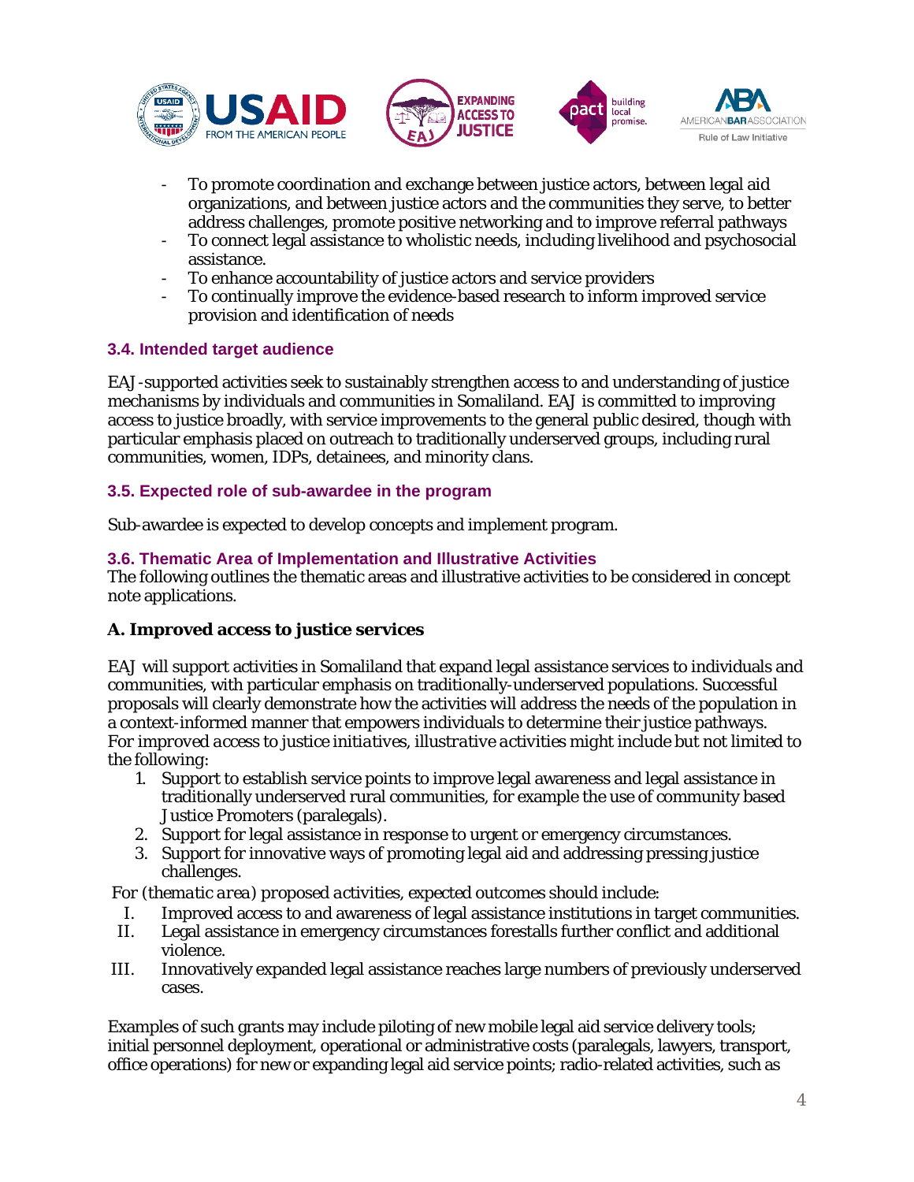- To promote coordination and exchange between justice actors, between legal aid organizations, and between justice actors and the communities they serve, to better address challenges, promote positive networking and to improve referral pathways
- To connect legal assistance to wholistic needs, including livelihood and psychosocial assistance.
- To enhance accountability of justice actors and service providers
- To continually improve the evidence-based research to inform improved service provision and identification of needs

### 3.4. Intended target audience

EAJ-supported activities seek to sustainably strengthen access to and understanding of justice mechanisms by individuals and communities in Somaliland. EAJ is committed to improving access to justice broadly, with service improvements to the general public desired, though with particular emphasis placed on outreach to traditionally underserved groups, including rural communities, women, IDPs, detainees, and minority clans.

### 3.5. Expected role of sub-awardee in the program

Sub-awardee is expected to develop concepts and implement program.

### 3.6. Thematic Area of Implementation and Illustrative Activities

The following outlines the thematic areas and illustrative activities to be considered in concept note applications.

**A. Improved access to justice services**

EAJ will support activities in Somaliland that expand legal assistance services to individuals and communities, with particular emphasis on traditionally-underserved populations. Successful proposals will clearly demonstrate how the activities will address the needs of the population in a context-informed manner that empowers individuals to determine their justice pathways. For *improved access to justice initiatives, illustrative activities* might include but not limited to the following:

1. Support to establish service points to improve legal awareness and legal assistance in traditionally underserved rural communities, for example the use of community based Justice Promoters (paralegals).
2. Support for legal assistance in response to urgent or emergency circumstances.
3. Support for innovative ways of promoting legal aid and addressing pressing justice challenges.

For *(thematic area) proposed activities*, expected outcomes should include:

I. Improved access to and awareness of legal assistance institutions in target communities.
II. Legal assistance in emergency circumstances forestalls further conflict and additional violence.
III. Innovatively expanded legal assistance reaches large numbers of previously underserved cases.

Examples of such grants may include piloting of new mobile legal aid service delivery tools; initial personnel deployment, operational or administrative costs (paralegals, lawyers, transport, office operations) for new or expanding legal aid service points; radio-related activities, such as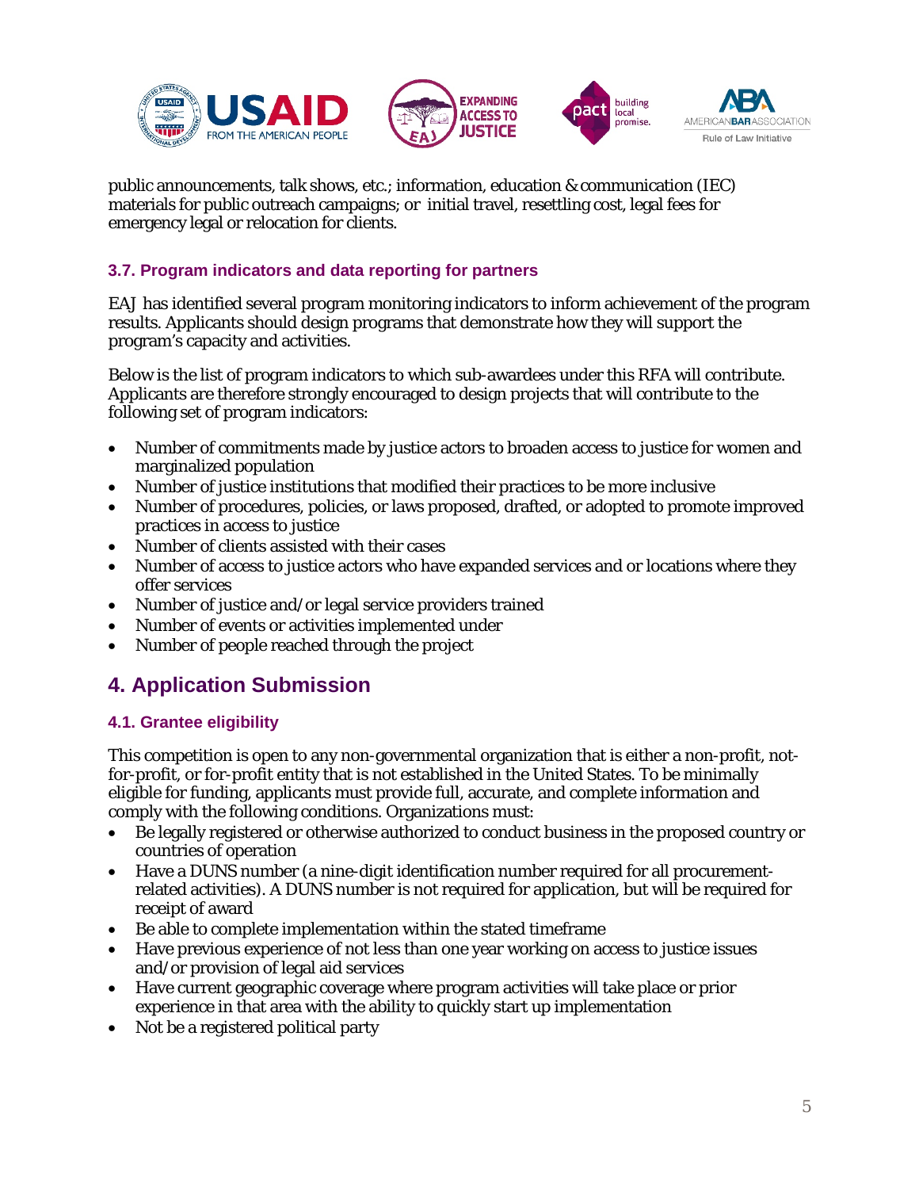public announcements, talk shows, etc.; information, education & communication (IEC) materials for public outreach campaigns; or initial travel, resettling cost, legal fees for emergency legal or relocation for clients.

### 3.7. Program indicators and data reporting for partners

EAJ has identified several program monitoring indicators to inform achievement of the program results. Applicants should design programs that demonstrate how they will support the program's capacity and activities.

Below is the list of program indicators to which sub-awardees under this RFA will contribute. Applicants are therefore strongly encouraged to design projects that will contribute to the following set of program indicators:

- Number of commitments made by justice actors to broaden access to justice for women and marginalized population
- Number of justice institutions that modified their practices to be more inclusive
- Number of procedures, policies, or laws proposed, drafted, or adopted to promote improved practices in access to justice
- Number of clients assisted with their cases
- Number of access to justice actors who have expanded services and or locations where they offer services
- Number of justice and/or legal service providers trained
- Number of events or activities implemented under
- Number of people reached through the project

## 4. Application Submission

### 4.1. Grantee eligibility

This competition is open to any non-governmental organization that is either a non-profit, not-for-profit, or for-profit entity that is not established in the United States. To be minimally eligible for funding, applicants must provide full, accurate, and complete information and comply with the following conditions. Organizations must:

- Be legally registered or otherwise authorized to conduct business in the proposed country or countries of operation
- Have a DUNS number (a nine-digit identification number required for all procurement-related activities). A DUNS number is not required for application, but will be required for receipt of award
- Be able to complete implementation within the stated timeframe
- Have previous experience of not less than one year working on access to justice issues and/or provision of legal aid services
- Have current geographic coverage where program activities will take place or prior experience in that area with the ability to quickly start up implementation
- Not be a registered political party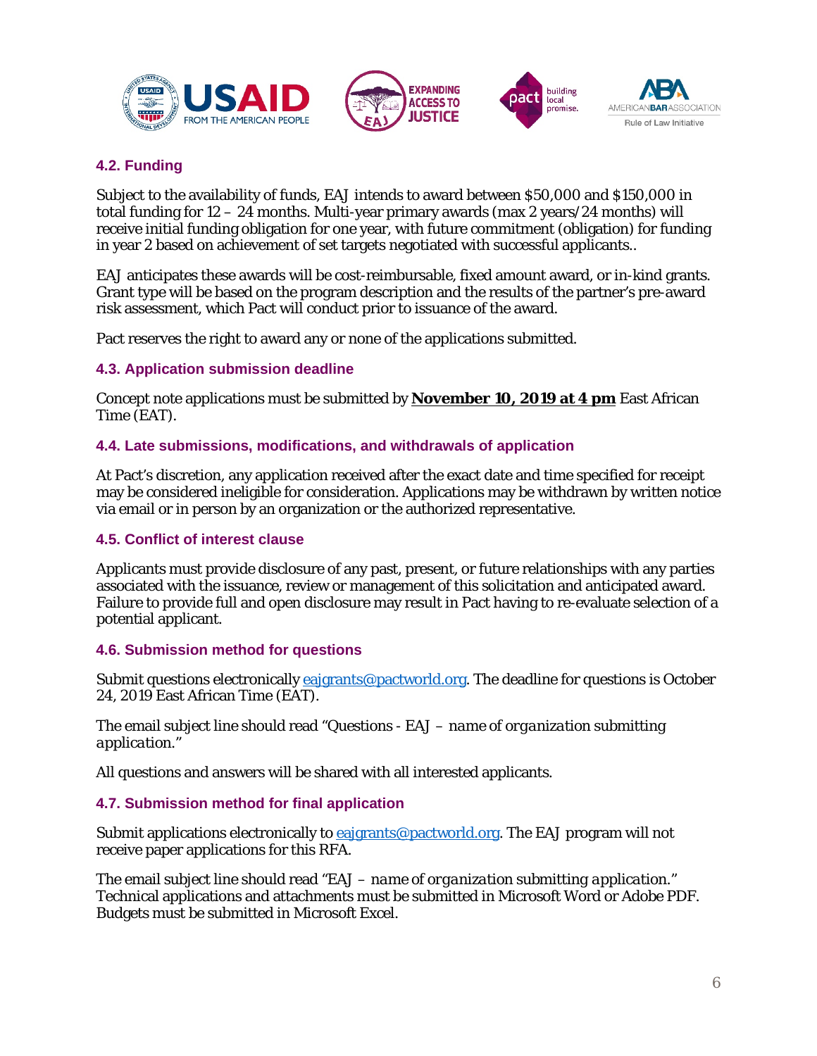### 4.2. Funding

Subject to the availability of funds, EAJ intends to award between $50,000 and $150,000 in total funding for 12 – 24 months. Multi-year primary awards (max 2 years/24 months) will receive initial funding obligation for one year, with future commitment (obligation) for funding in year 2 based on achievement of set targets negotiated with successful applicants..

EAJ anticipates these awards will be cost-reimbursable, fixed amount award, or in-kind grants. Grant type will be based on the program description and the results of the partner's pre-award risk assessment, which Pact will conduct prior to issuance of the award.

Pact reserves the right to award any or none of the applications submitted.

### 4.3. Application submission deadline

Concept note applications must be submitted by **November 10, 2019 at 4 pm** East African Time (EAT).

### 4.4. Late submissions, modifications, and withdrawals of application

At Pact's discretion, any application received after the exact date and time specified for receipt may be considered ineligible for consideration. Applications may be withdrawn by written notice via email or in person by an organization or the authorized representative.

### 4.5. Conflict of interest clause

Applicants must provide disclosure of any past, present, or future relationships with any parties associated with the issuance, review or management of this solicitation and anticipated award. Failure to provide full and open disclosure may result in Pact having to re-evaluate selection of a potential applicant.

### 4.6. Submission method for questions

Submit questions electronically eajgrants@pactworld.org. The deadline for questions is October 24, 2019 East African Time (EAT).

The email subject line should read "Questions - EAJ – *name of organization submitting application*."

All questions and answers will be shared with all interested applicants.

### 4.7. Submission method for final application

Submit applications electronically to eajgrants@pactworld.org. The EAJ program will not receive paper applications for this RFA.

The email subject line should read "EAJ – *name of organization submitting application*." Technical applications and attachments must be submitted in Microsoft Word or Adobe PDF. Budgets must be submitted in Microsoft Excel.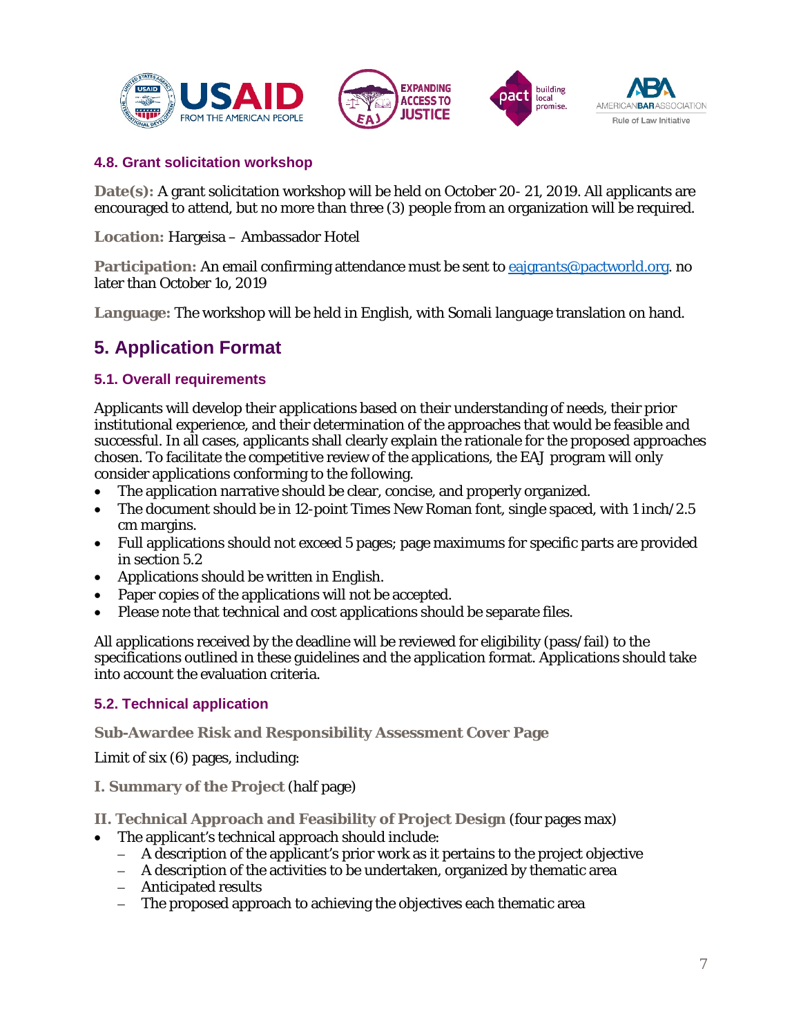### 4.8. Grant solicitation workshop

**Date(s):** A grant solicitation workshop will be held on October 20- 21, 2019. All applicants are encouraged to attend, but no more than three (3) people from an organization will be required.

**Location:** Hargeisa – Ambassador Hotel

**Participation:** An email confirming attendance must be sent to eajgrants@pactworld.org. no later than October 1o, 2019

**Language:** The workshop will be held in English, with Somali language translation on hand.

## 5. Application Format

### 5.1. Overall requirements

Applicants will develop their applications based on their understanding of needs, their prior institutional experience, and their determination of the approaches that would be feasible and successful. In all cases, applicants shall clearly explain the rationale for the proposed approaches chosen. To facilitate the competitive review of the applications, the EAJ program will only consider applications conforming to the following.

- The application narrative should be clear, concise, and properly organized.
- The document should be in 12-point Times New Roman font, single spaced, with 1 inch/2.5 cm margins.
- Full applications should not exceed 5 pages; page maximums for specific parts are provided in section 5.2
- Applications should be written in English.
- Paper copies of the applications will not be accepted.
- Please note that technical and cost applications should be separate files.

All applications received by the deadline will be reviewed for eligibility (pass/fail) to the specifications outlined in these guidelines and the application format. Applications should take into account the evaluation criteria.

### 5.2. Technical application

**Sub-Awardee Risk and Responsibility Assessment Cover Page**

Limit of six (6) pages, including:

**I. Summary of the Project** (half page)

**II. Technical Approach and Feasibility of Project Design** (four pages max)

- The applicant's technical approach should include:
  - A description of the applicant's prior work as it pertains to the project objective
  - A description of the activities to be undertaken, organized by thematic area
  - Anticipated results
  - The proposed approach to achieving the objectives each thematic area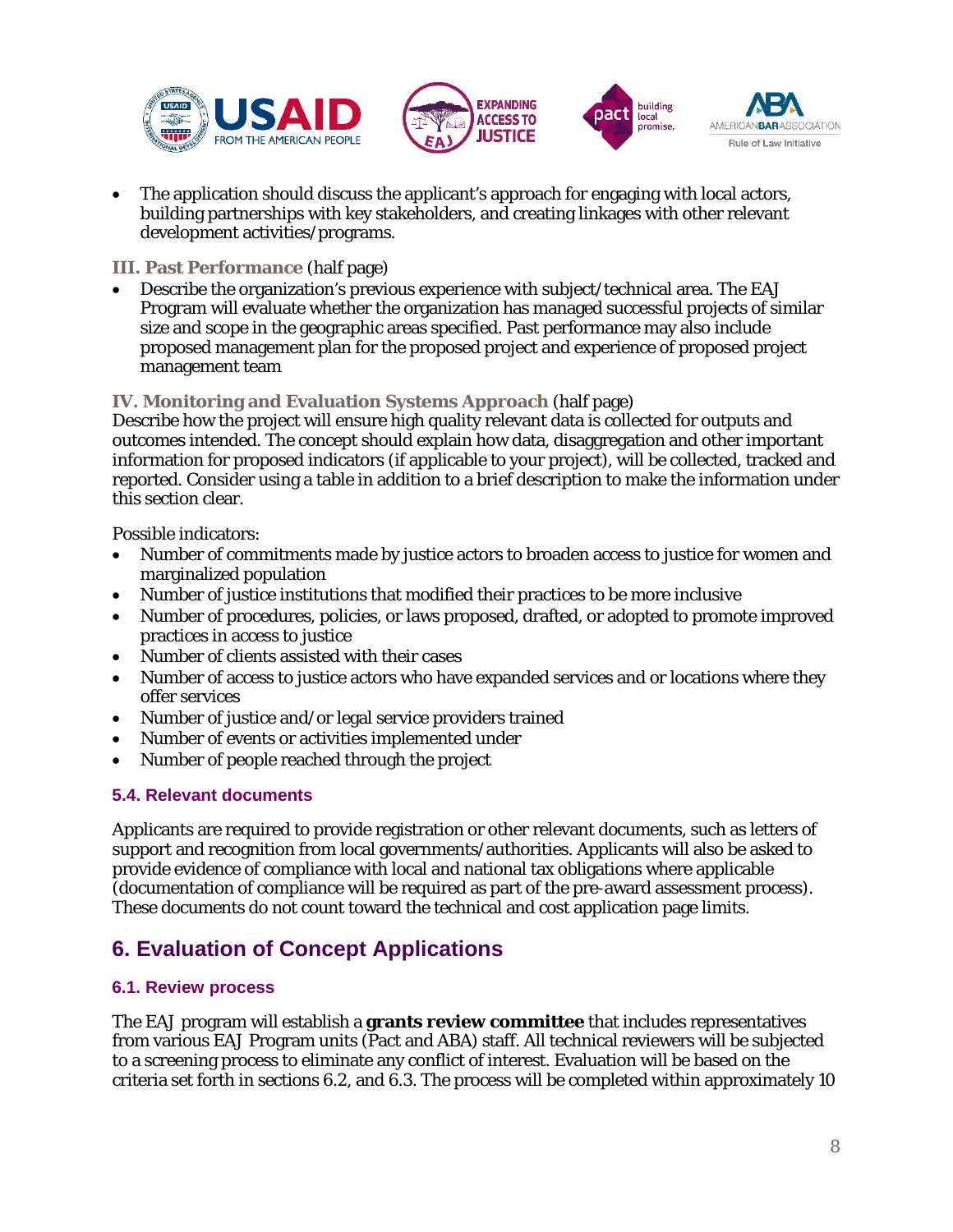- The application should discuss the applicant's approach for engaging with local actors, building partnerships with key stakeholders, and creating linkages with other relevant development activities/programs.

**III. Past Performance** (half page)

- Describe the organization's previous experience with subject/technical area. The EAJ Program will evaluate whether the organization has managed successful projects of similar size and scope in the geographic areas specified. Past performance may also include proposed management plan for the proposed project and experience of proposed project management team

**IV. Monitoring and Evaluation Systems Approach** (half page)

Describe how the project will ensure high quality relevant data is collected for outputs and outcomes intended. The concept should explain how data, disaggregation and other important information for proposed indicators (if applicable to your project), will be collected, tracked and reported. Consider using a table in addition to a brief description to make the information under this section clear.

Possible indicators:

- Number of commitments made by justice actors to broaden access to justice for women and marginalized population
- Number of justice institutions that modified their practices to be more inclusive
- Number of procedures, policies, or laws proposed, drafted, or adopted to promote improved practices in access to justice
- Number of clients assisted with their cases
- Number of access to justice actors who have expanded services and or locations where they offer services
- Number of justice and/or legal service providers trained
- Number of events or activities implemented under
- Number of people reached through the project

### 5.4. Relevant documents

Applicants are required to provide registration or other relevant documents, such as letters of support and recognition from local governments/authorities. Applicants will also be asked to provide evidence of compliance with local and national tax obligations where applicable (documentation of compliance will be required as part of the pre-award assessment process). These documents do not count toward the technical and cost application page limits.

## 6. Evaluation of Concept Applications

### 6.1. Review process

The EAJ program will establish a **grants review committee** that includes representatives from various EAJ Program units (Pact and ABA) staff. All technical reviewers will be subjected to a screening process to eliminate any conflict of interest. Evaluation will be based on the criteria set forth in sections 6.2, and 6.3. The process will be completed within approximately 10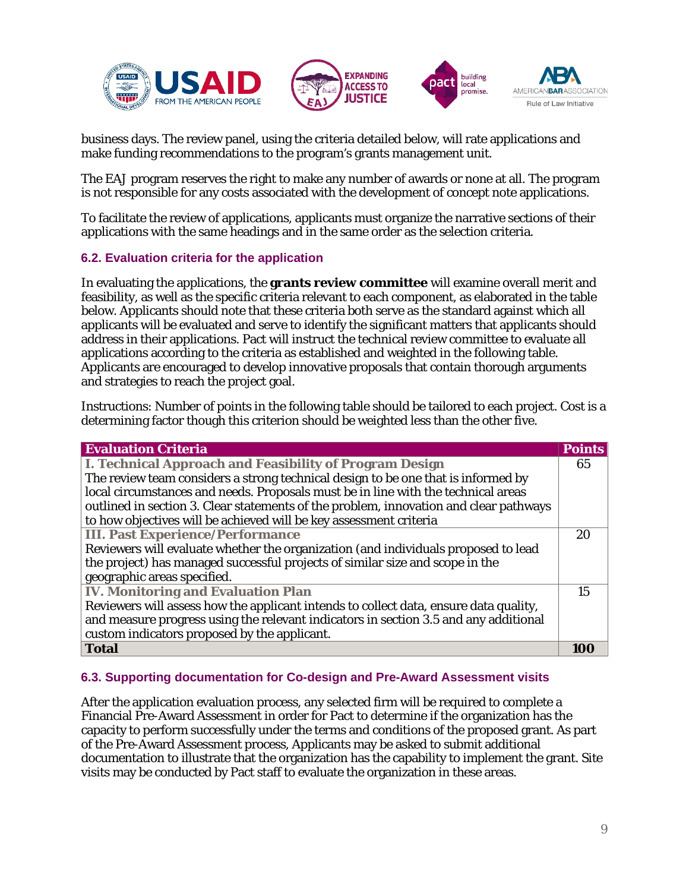business days. The review panel, using the criteria detailed below, will rate applications and make funding recommendations to the program's grants management unit.

The EAJ program reserves the right to make any number of awards or none at all. The program is not responsible for any costs associated with the development of concept note applications.

To facilitate the review of applications, applicants must organize the narrative sections of their applications with the same headings and in the same order as the selection criteria.

### 6.2. Evaluation criteria for the application

In evaluating the applications, the **grants review committee** will examine overall merit and feasibility, as well as the specific criteria relevant to each component, as elaborated in the table below. Applicants should note that these criteria both serve as the standard against which all applicants will be evaluated and serve to identify the significant matters that applicants should address in their applications. Pact will instruct the technical review committee to evaluate all applications according to the criteria as established and weighted in the following table. Applicants are encouraged to develop innovative proposals that contain thorough arguments and strategies to reach the project goal.

Instructions: Number of points in the following table should be tailored to each project. Cost is a determining factor though this criterion should be weighted less than the other five.

| Evaluation Criteria | Points |
|---|---|
| **I. Technical Approach and Feasibility of Program Design**<br>The review team considers a strong technical design to be one that is informed by local circumstances and needs. Proposals must be in line with the technical areas outlined in section 3. Clear statements of the problem, innovation and clear pathways to how objectives will be achieved will be key assessment criteria | 65 |
| **III. Past Experience/Performance**<br>Reviewers will evaluate whether the organization (and individuals proposed to lead the project) has managed successful projects of similar size and scope in the geographic areas specified. | 20 |
| **IV. Monitoring and Evaluation Plan**<br>Reviewers will assess how the applicant intends to collect data, ensure data quality, and measure progress using the relevant indicators in section 3.5 and any additional custom indicators proposed by the applicant. | 15 |
| **Total** | **100** |

### 6.3. Supporting documentation for Co-design and Pre-Award Assessment visits

After the application evaluation process, any selected firm will be required to complete a Financial Pre-Award Assessment in order for Pact to determine if the organization has the capacity to perform successfully under the terms and conditions of the proposed grant. As part of the Pre-Award Assessment process, Applicants may be asked to submit additional documentation to illustrate that the organization has the capability to implement the grant. Site visits may be conducted by Pact staff to evaluate the organization in these areas.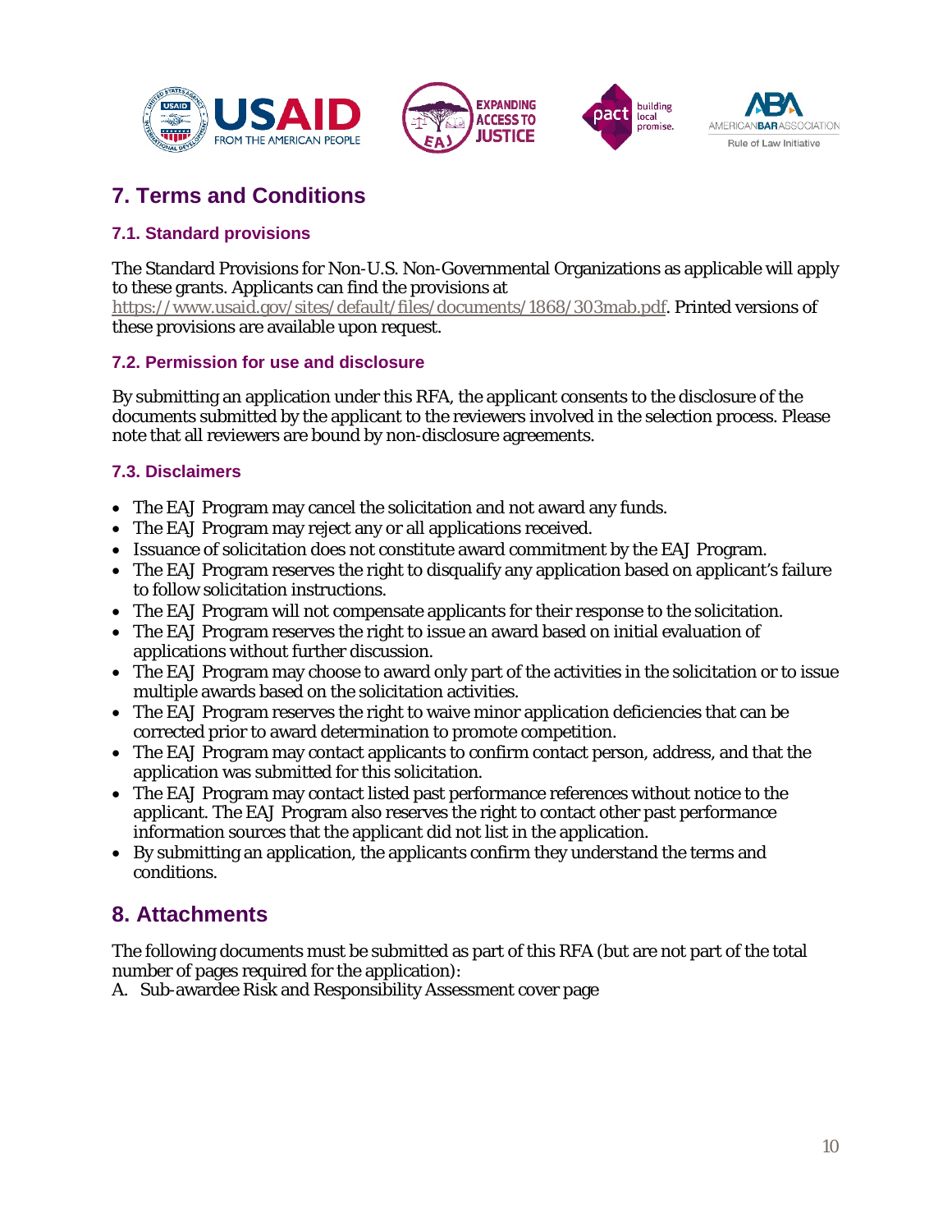## 7. Terms and Conditions

### 7.1. Standard provisions

The Standard Provisions for Non-U.S. Non-Governmental Organizations as applicable will apply to these grants. Applicants can find the provisions at https://www.usaid.gov/sites/default/files/documents/1868/303mab.pdf. Printed versions of these provisions are available upon request.

### 7.2. Permission for use and disclosure

By submitting an application under this RFA, the applicant consents to the disclosure of the documents submitted by the applicant to the reviewers involved in the selection process. Please note that all reviewers are bound by non-disclosure agreements.

### 7.3. Disclaimers

- The EAJ Program may cancel the solicitation and not award any funds.
- The EAJ Program may reject any or all applications received.
- Issuance of solicitation does not constitute award commitment by the EAJ Program.
- The EAJ Program reserves the right to disqualify any application based on applicant's failure to follow solicitation instructions.
- The EAJ Program will not compensate applicants for their response to the solicitation.
- The EAJ Program reserves the right to issue an award based on initial evaluation of applications without further discussion.
- The EAJ Program may choose to award only part of the activities in the solicitation or to issue multiple awards based on the solicitation activities.
- The EAJ Program reserves the right to waive minor application deficiencies that can be corrected prior to award determination to promote competition.
- The EAJ Program may contact applicants to confirm contact person, address, and that the application was submitted for this solicitation.
- The EAJ Program may contact listed past performance references without notice to the applicant. The EAJ Program also reserves the right to contact other past performance information sources that the applicant did not list in the application.
- By submitting an application, the applicants confirm they understand the terms and conditions.

## 8. Attachments

The following documents must be submitted as part of this RFA (but are not part of the total number of pages required for the application):

A. Sub-awardee Risk and Responsibility Assessment cover page